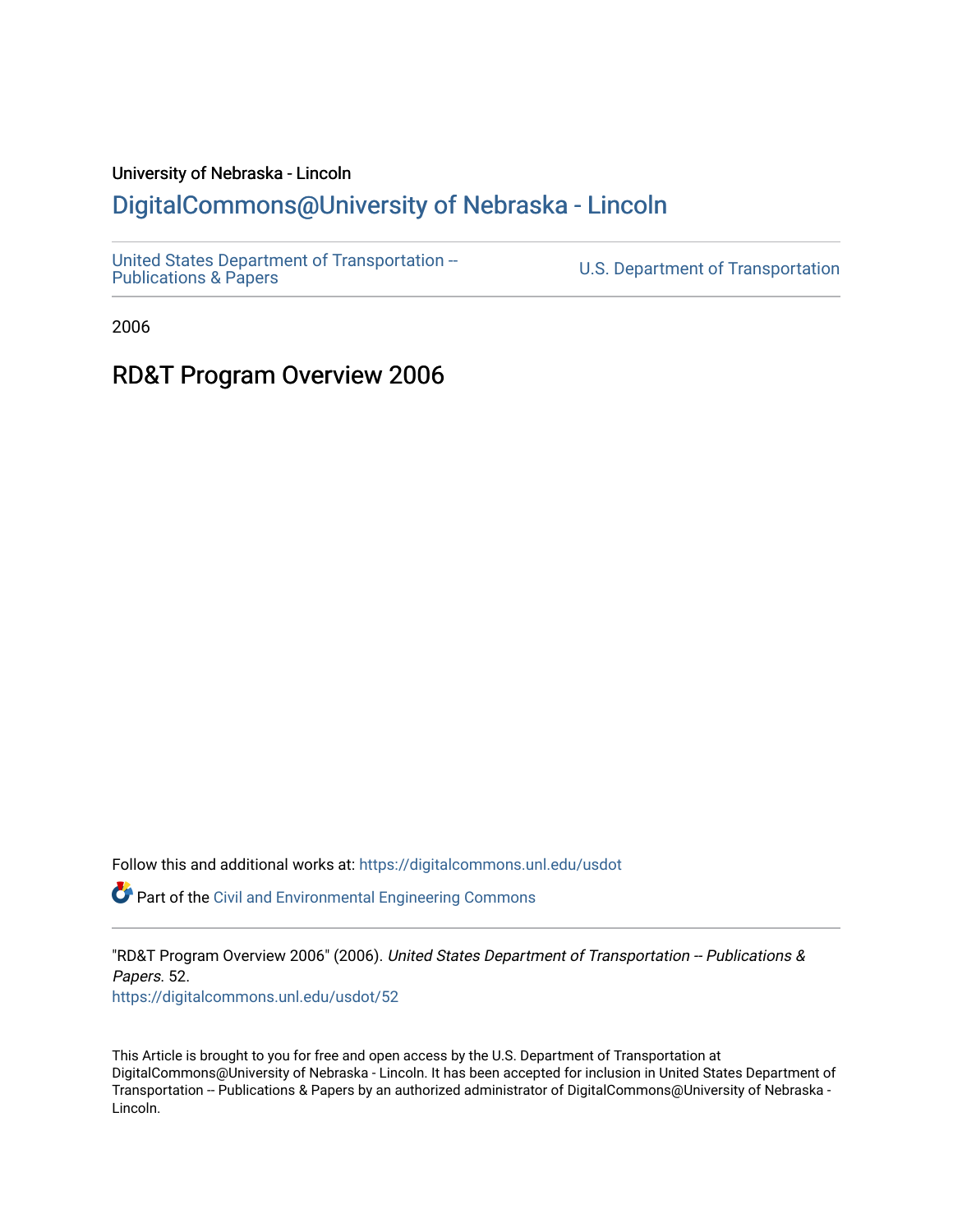University of Nebraska - Lincoln

## DigitalCommons@University of Nebraska - Lincoln

United States Department of Transportation -- Publications & Papers

U.S. Department of Transportation

2006

# RD&T Program Overview 2006

Follow this and additional works at: https://digitalcommons.unl.edu/usdot

Part of the Civil and Environmental Engineering Commons

"RD&T Program Overview 2006" (2006). *United States Department of Transportation -- Publications & Papers*. 52.
https://digitalcommons.unl.edu/usdot/52

This Article is brought to you for free and open access by the U.S. Department of Transportation at DigitalCommons@University of Nebraska - Lincoln. It has been accepted for inclusion in United States Department of Transportation -- Publications & Papers by an authorized administrator of DigitalCommons@University of Nebraska - Lincoln.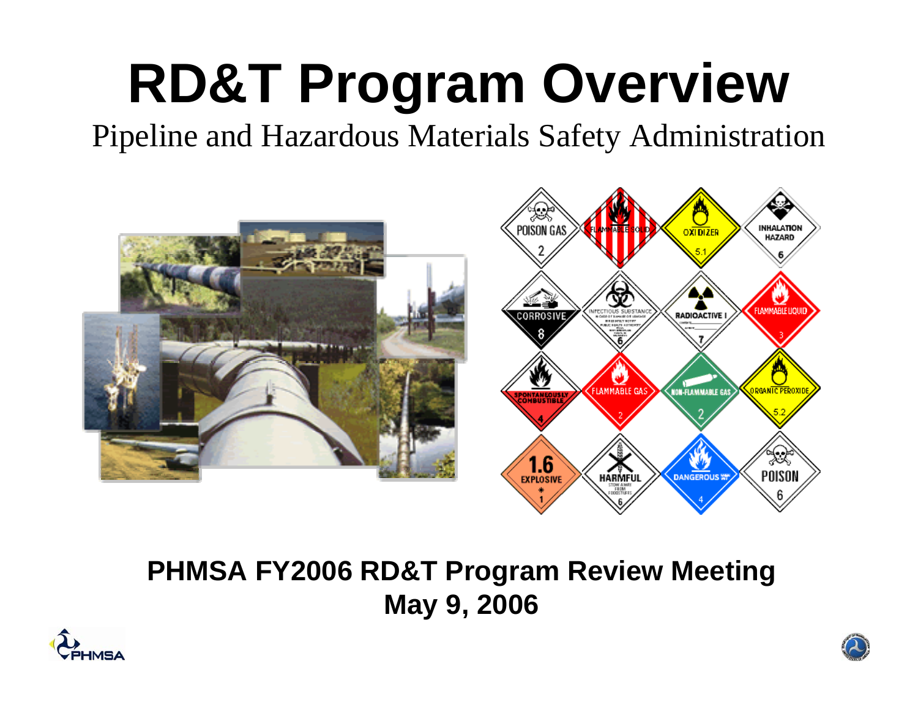# RD&T Program Overview

Pipeline and Hazardous Materials Safety Administration

**PHMSA FY2006 RD&T Program Review Meeting**
**May 9, 2006**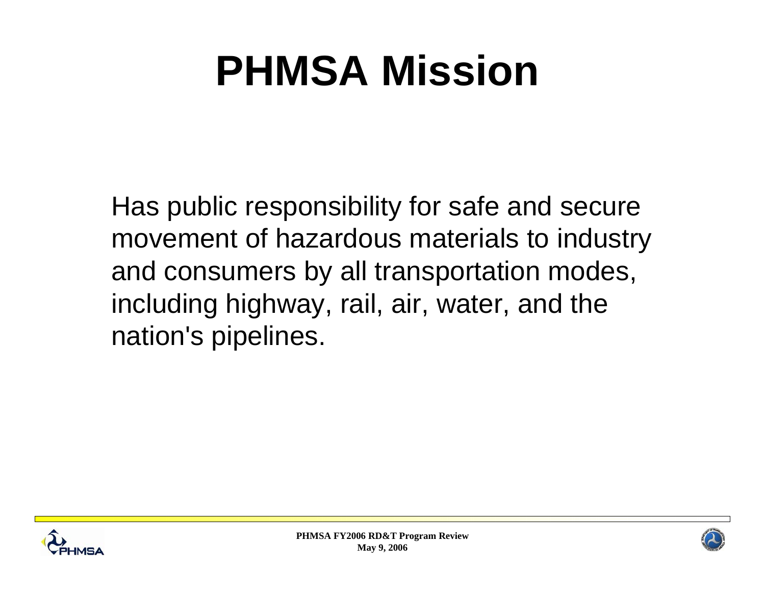# PHMSA Mission

Has public responsibility for safe and secure movement of hazardous materials to industry and consumers by all transportation modes, including highway, rail, air, water, and the nation's pipelines.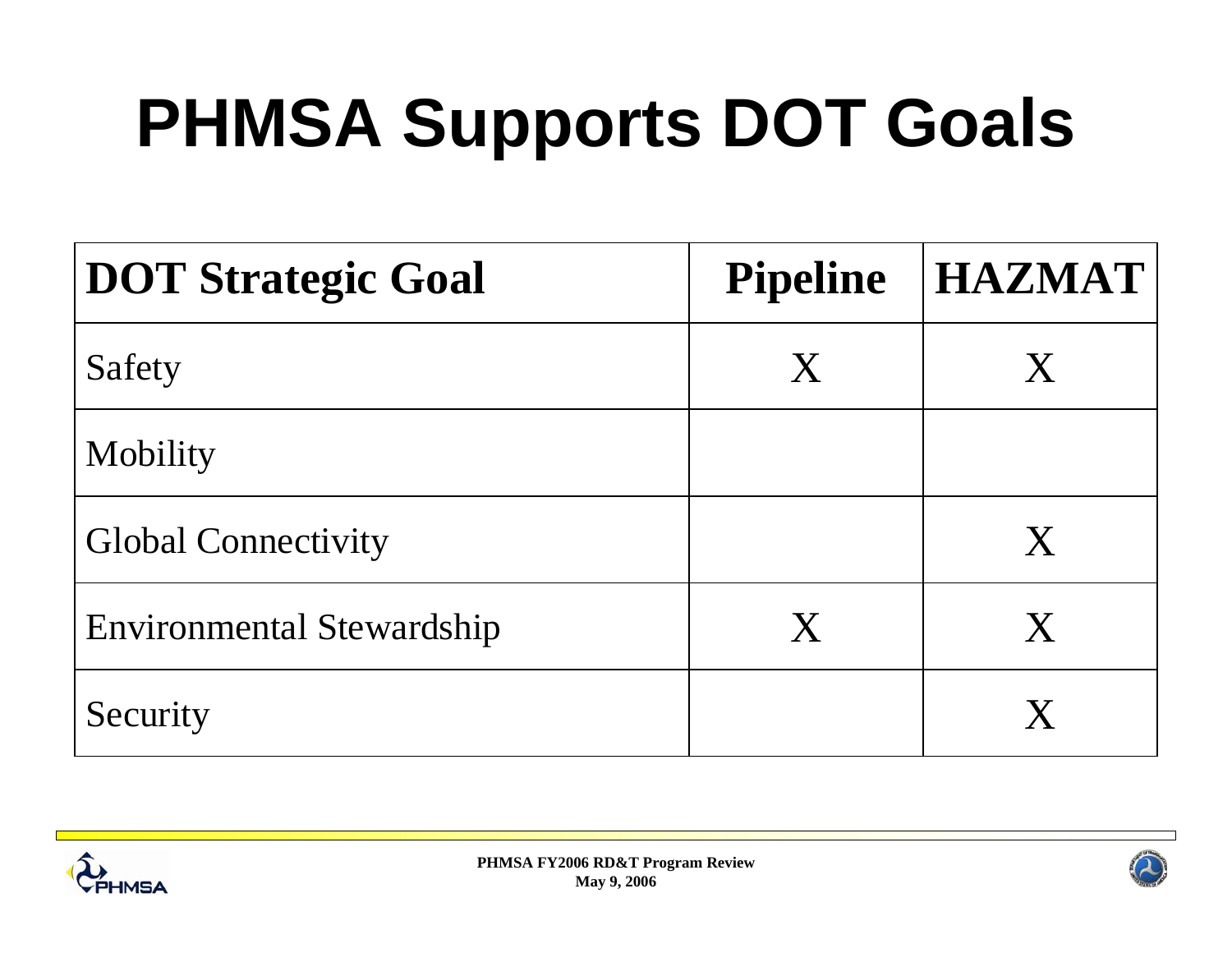# PHMSA Supports DOT Goals

| DOT Strategic Goal | Pipeline | HAZMAT |
|---|---|---|
| Safety | X | X |
| Mobility | | |
| Global Connectivity | | X |
| Environmental Stewardship | X | X |
| Security | | X |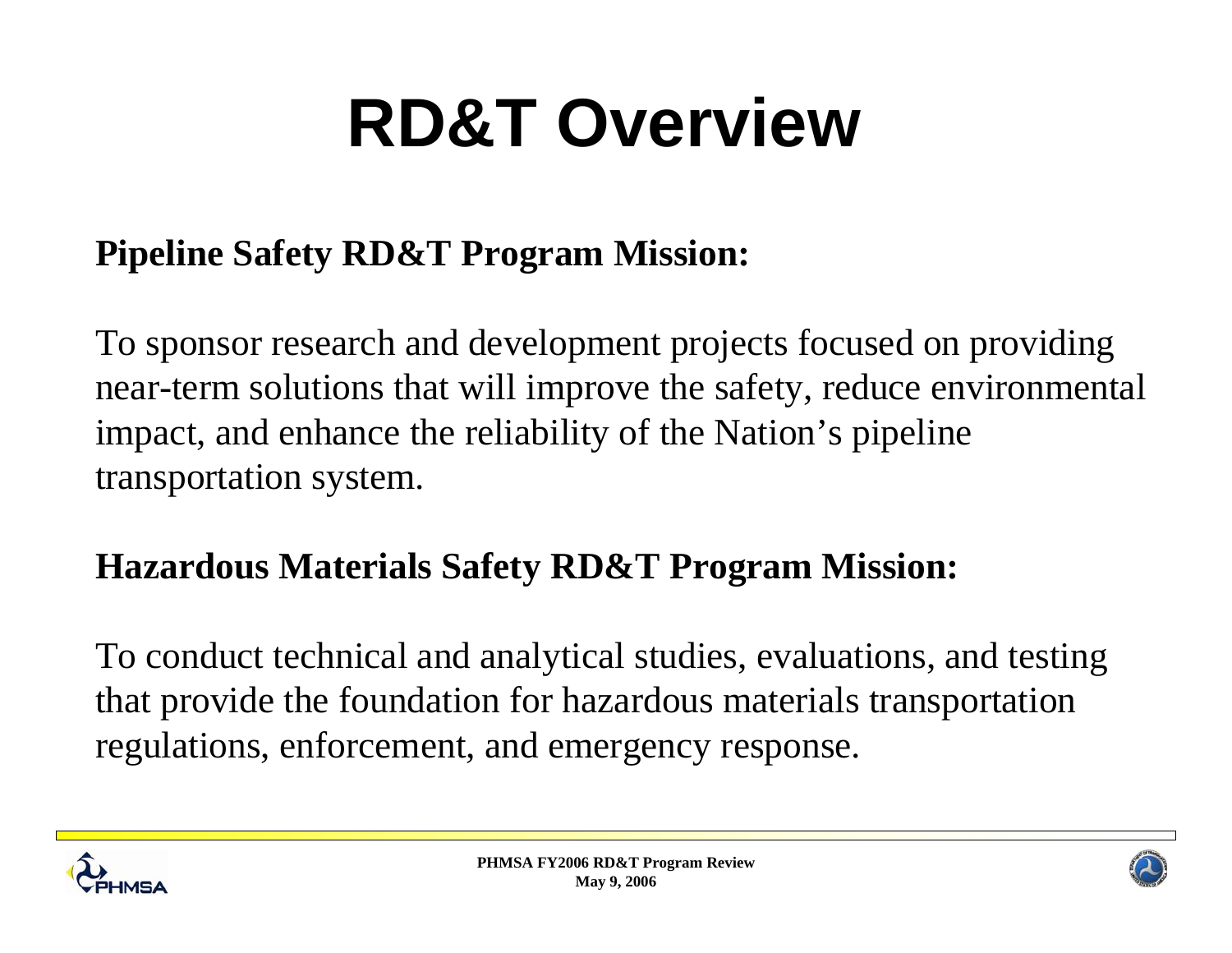# RD&T Overview

**Pipeline Safety RD&T Program Mission:**

To sponsor research and development projects focused on providing near-term solutions that will improve the safety, reduce environmental impact, and enhance the reliability of the Nation's pipeline transportation system.

**Hazardous Materials Safety RD&T Program Mission:**

To conduct technical and analytical studies, evaluations, and testing that provide the foundation for hazardous materials transportation regulations, enforcement, and emergency response.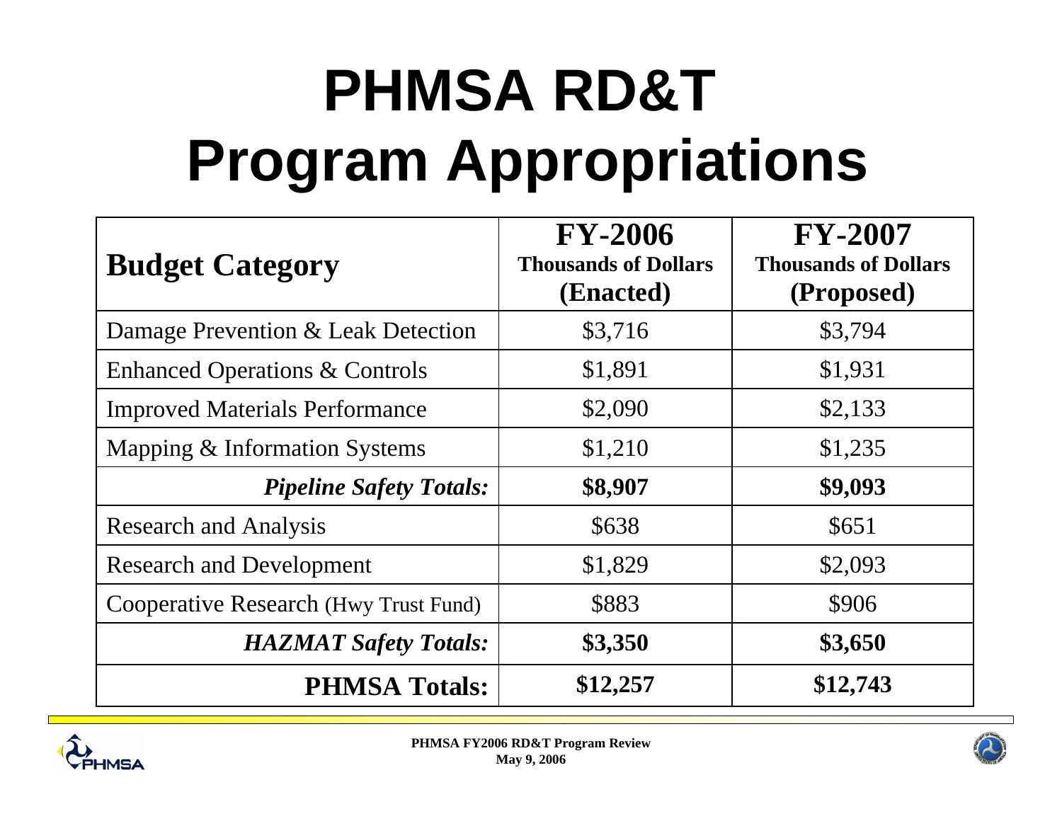# PHMSA RD&T Program Appropriations

| Budget Category | FY-2006 Thousands of Dollars (Enacted) | FY-2007 Thousands of Dollars (Proposed) |
|---|---|---|
| Damage Prevention & Leak Detection | $3,716 | $3,794 |
| Enhanced Operations & Controls | $1,891 | $1,931 |
| Improved Materials Performance | $2,090 | $2,133 |
| Mapping & Information Systems | $1,210 | $1,235 |
| ***Pipeline Safety Totals:*** | **$8,907** | **$9,093** |
| Research and Analysis | $638 | $651 |
| Research and Development | $1,829 | $2,093 |
| Cooperative Research (Hwy Trust Fund) | $883 | $906 |
| ***HAZMAT Safety Totals:*** | **$3,350** | **$3,650** |
| **PHMSA Totals:** | **$12,257** | **$12,743** |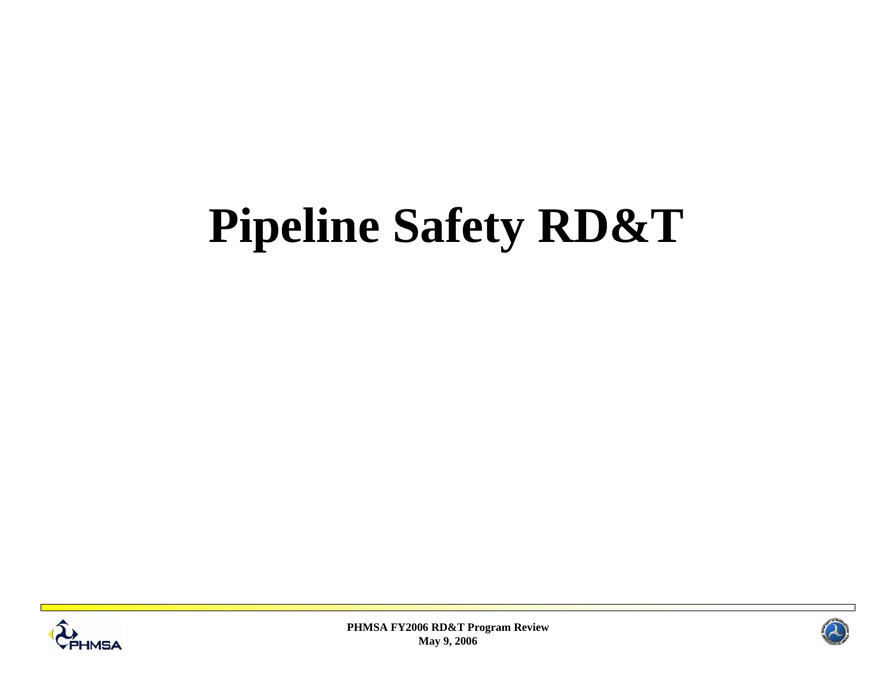# Pipeline Safety RD&T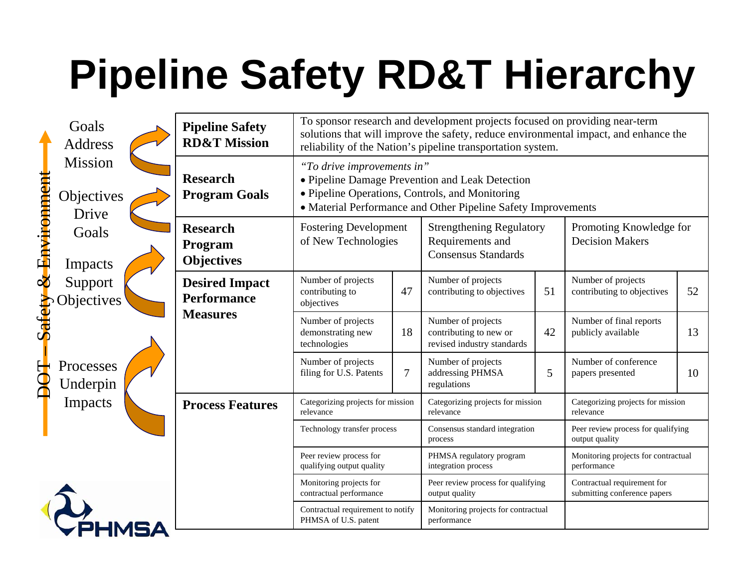# Pipeline Safety RD&T Hierarchy

DOT – Safety & Environment

Goals Address Mission

Objectives Drive Goals

Impacts Support Objectives

Processes Underpin Impacts

| | | | | | | |
|---|---|---|---|---|---|---|
| **Pipeline Safety RD&T Mission** | To sponsor research and development projects focused on providing near-term solutions that will improve the safety, reduce environmental impact, and enhance the reliability of the Nation's pipeline transportation system. | | | | | |
| **Research Program Goals** | *"To drive improvements in"*<br>• Pipeline Damage Prevention and Leak Detection<br>• Pipeline Operations, Controls, and Monitoring<br>• Material Performance and Other Pipeline Safety Improvements | | | | | |
| **Research Program Objectives** | Fostering Development of New Technologies | | Strengthening Regulatory Requirements and Consensus Standards | | Promoting Knowledge for Decision Makers | |
| **Desired Impact Performance Measures** | Number of projects contributing to objectives | 47 | Number of projects contributing to objectives | 51 | Number of projects contributing to objectives | 52 |
| | Number of projects demonstrating new technologies | 18 | Number of projects contributing to new or revised industry standards | 42 | Number of final reports publicly available | 13 |
| | Number of projects filing for U.S. Patents | 7 | Number of projects addressing PHMSA regulations | 5 | Number of conference papers presented | 10 |
| **Process Features** | Categorizing projects for mission relevance | | Categorizing projects for mission relevance | | Categorizing projects for mission relevance | |
| | Technology transfer process | | Consensus standard integration process | | Peer review process for qualifying output quality | |
| | Peer review process for qualifying output quality | | PHMSA regulatory program integration process | | Monitoring projects for contractual performance | |
| | Monitoring projects for contractual performance | | Peer review process for qualifying output quality | | Contractual requirement for submitting conference papers | |
| | Contractual requirement to notify PHMSA of U.S. patent | | Monitoring projects for contractual performance | | | |

PHMSA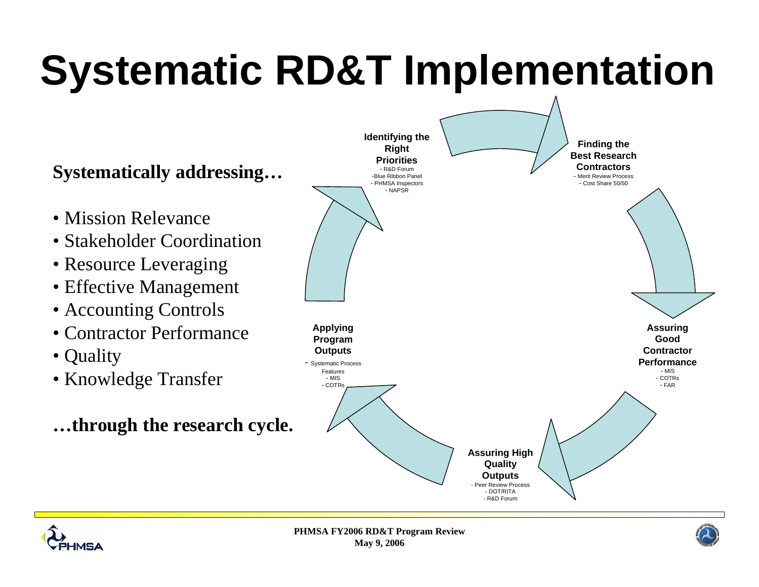# Systematic RD&T Implementation

**Systematically addressing…**

- Mission Relevance
- Stakeholder Coordination
- Resource Leveraging
- Effective Management
- Accounting Controls
- Contractor Performance
- Quality
- Knowledge Transfer

**…through the research cycle.**

**Identifying the Right Priorities**
- R&D Forum
- Blue Ribbon Panel
- PHMSA Inspectors
- NAPSR

**Finding the Best Research Contractors**
- Merit Review Process
- Cost Share 50/50

**Assuring Good Contractor Performance**
- MIS
- COTRs
- FAR

**Assuring High Quality Outputs**
- Peer Review Process
- DOT/RITA
- R&D Forum

**Applying Program Outputs**
- Systematic Process Features
- MIS
- COTRs

PHMSA FY2006 RD&T Program Review
May 9, 2006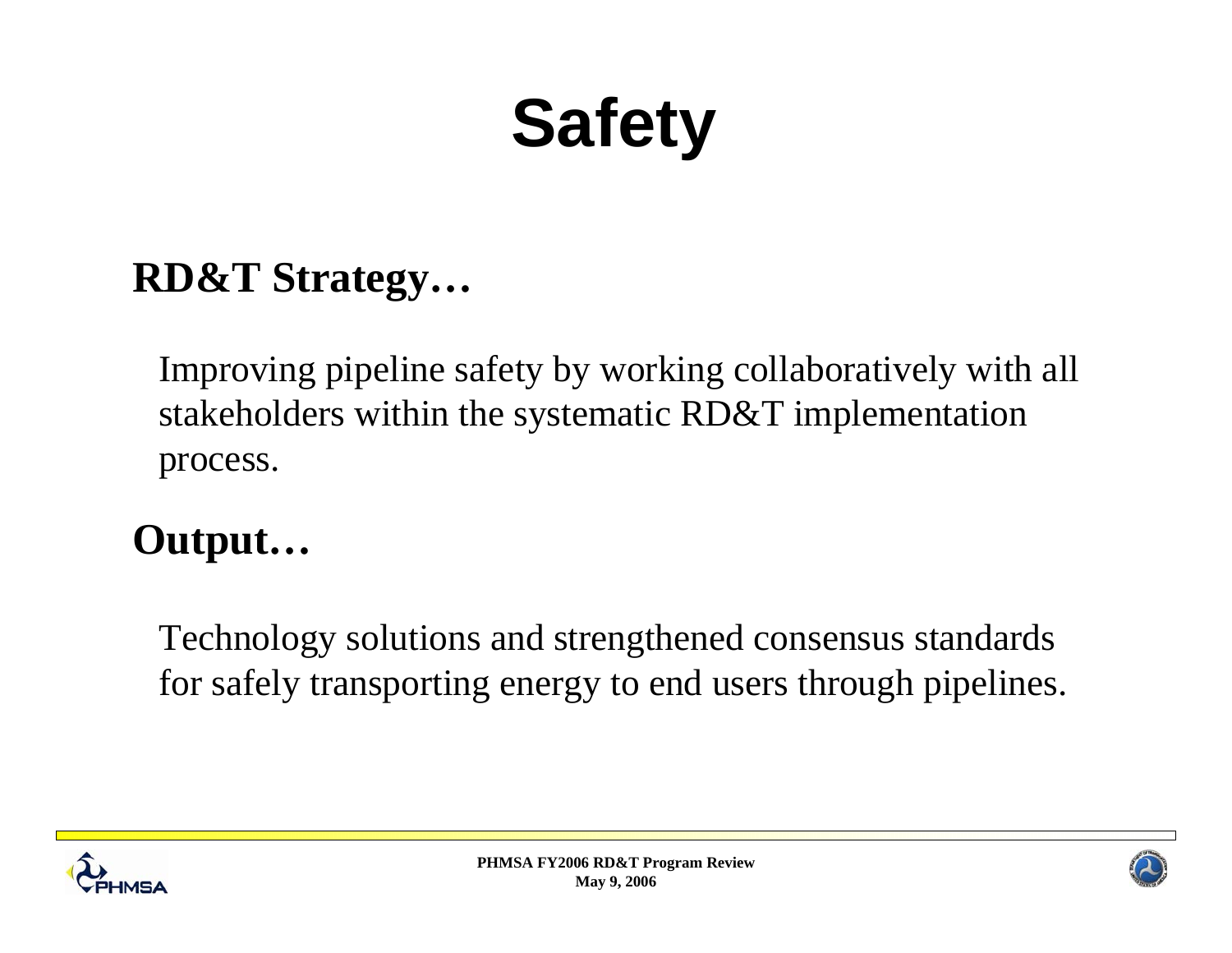# Safety

**RD&T Strategy…**

Improving pipeline safety by working collaboratively with all stakeholders within the systematic RD&T implementation process.

**Output…**

Technology solutions and strengthened consensus standards for safely transporting energy to end users through pipelines.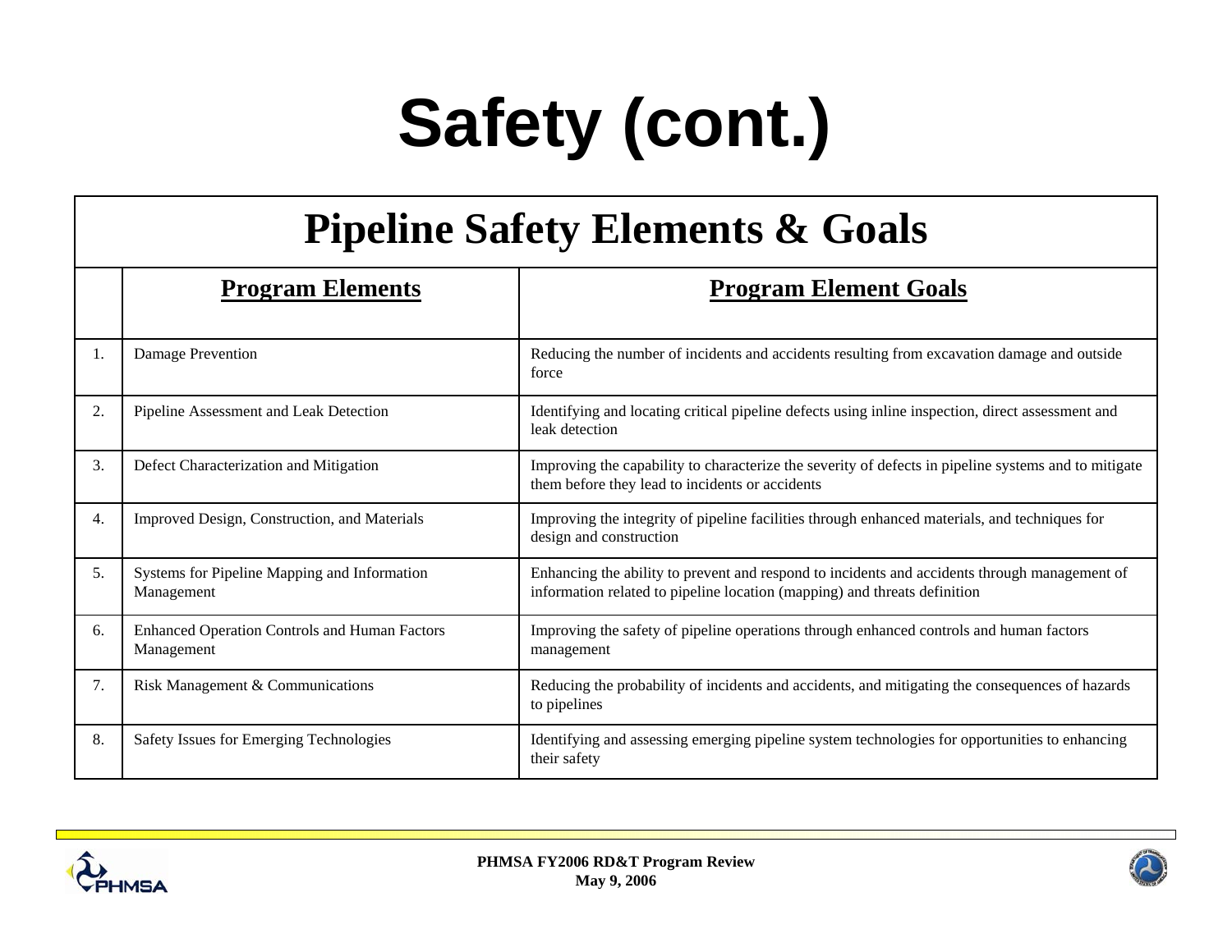# Safety (cont.)

## Pipeline Safety Elements & Goals

| | Program Elements | Program Element Goals |
|---|---|---|
| 1. | Damage Prevention | Reducing the number of incidents and accidents resulting from excavation damage and outside force |
| 2. | Pipeline Assessment and Leak Detection | Identifying and locating critical pipeline defects using inline inspection, direct assessment and leak detection |
| 3. | Defect Characterization and Mitigation | Improving the capability to characterize the severity of defects in pipeline systems and to mitigate them before they lead to incidents or accidents |
| 4. | Improved Design, Construction, and Materials | Improving the integrity of pipeline facilities through enhanced materials, and techniques for design and construction |
| 5. | Systems for Pipeline Mapping and Information Management | Enhancing the ability to prevent and respond to incidents and accidents through management of information related to pipeline location (mapping) and threats definition |
| 6. | Enhanced Operation Controls and Human Factors Management | Improving the safety of pipeline operations through enhanced controls and human factors management |
| 7. | Risk Management & Communications | Reducing the probability of incidents and accidents, and mitigating the consequences of hazards to pipelines |
| 8. | Safety Issues for Emerging Technologies | Identifying and assessing emerging pipeline system technologies for opportunities to enhancing their safety |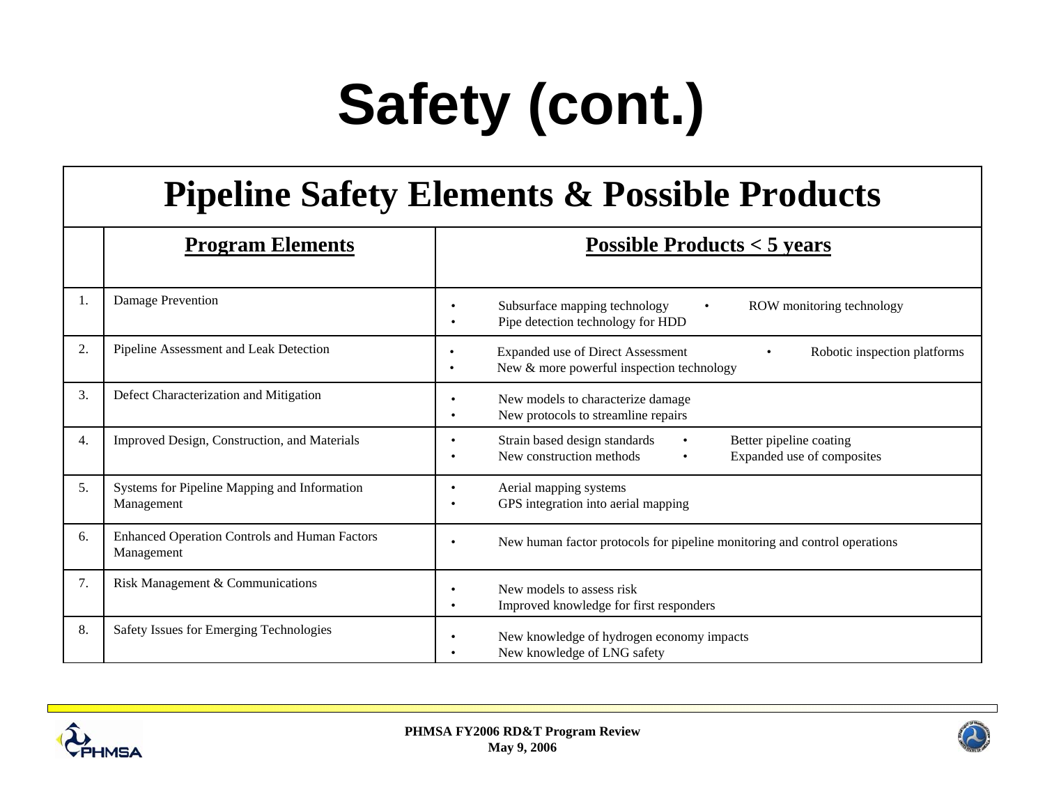# Safety (cont.)

## Pipeline Safety Elements & Possible Products

| | Program Elements | Possible Products < 5 years |
|---|---|---|
| 1. | Damage Prevention | • Subsurface mapping technology • ROW monitoring technology<br>• Pipe detection technology for HDD |
| 2. | Pipeline Assessment and Leak Detection | • Expanded use of Direct Assessment • Robotic inspection platforms<br>• New & more powerful inspection technology |
| 3. | Defect Characterization and Mitigation | • New models to characterize damage<br>• New protocols to streamline repairs |
| 4. | Improved Design, Construction, and Materials | • Strain based design standards • Better pipeline coating<br>• New construction methods • Expanded use of composites |
| 5. | Systems for Pipeline Mapping and Information Management | • Aerial mapping systems<br>• GPS integration into aerial mapping |
| 6. | Enhanced Operation Controls and Human Factors Management | • New human factor protocols for pipeline monitoring and control operations |
| 7. | Risk Management & Communications | • New models to assess risk<br>• Improved knowledge for first responders |
| 8. | Safety Issues for Emerging Technologies | • New knowledge of hydrogen economy impacts<br>• New knowledge of LNG safety |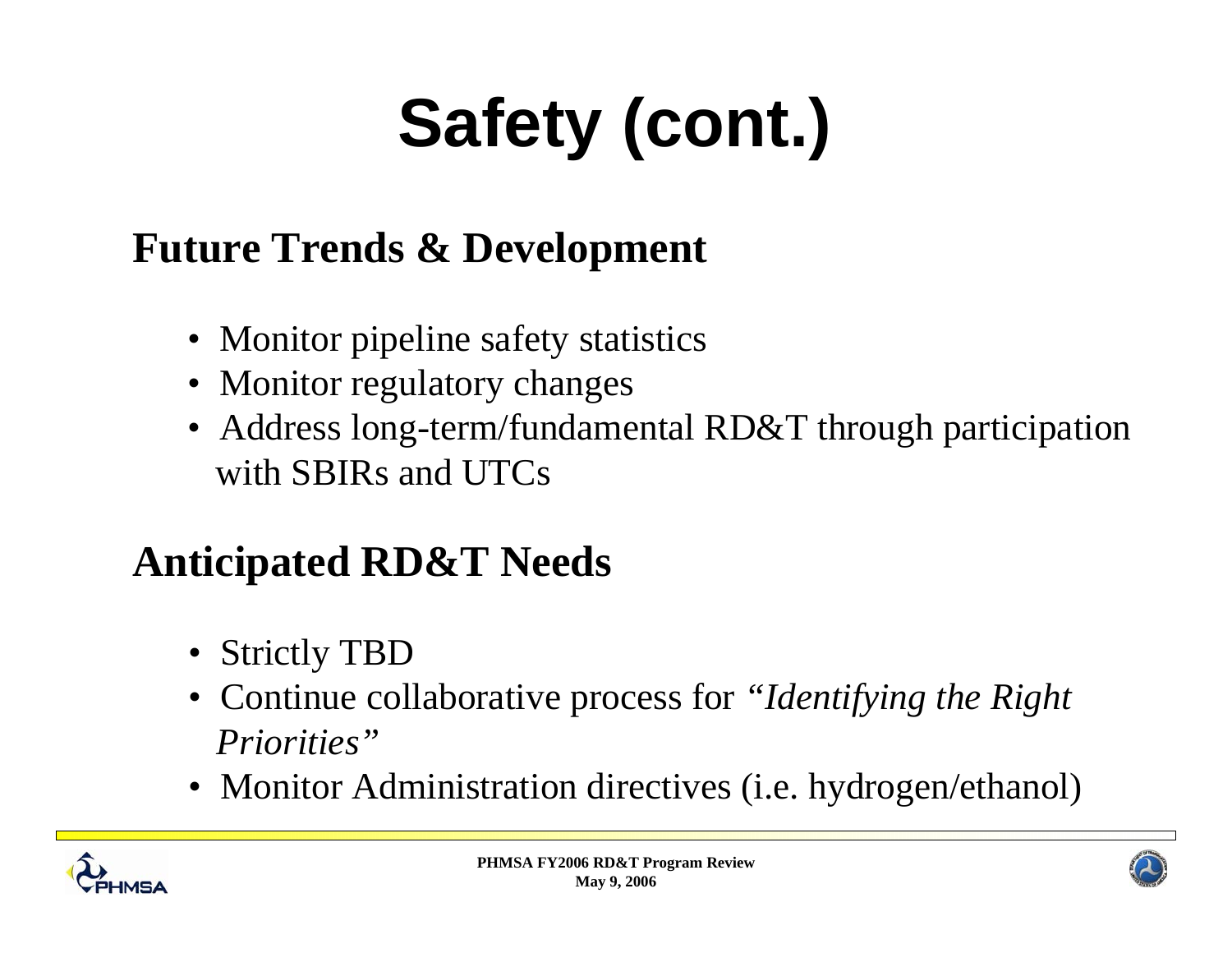# Safety (cont.)

## Future Trends & Development

- Monitor pipeline safety statistics
- Monitor regulatory changes
- Address long-term/fundamental RD&T through participation with SBIRs and UTCs

## Anticipated RD&T Needs

- Strictly TBD
- Continue collaborative process for *"Identifying the Right Priorities"*
- Monitor Administration directives (i.e. hydrogen/ethanol)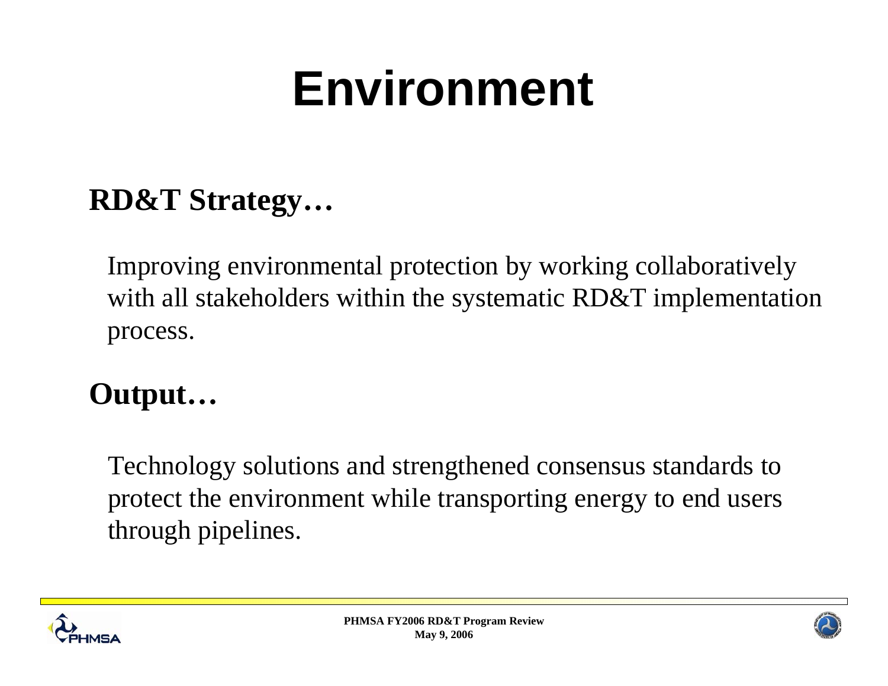# Environment

**RD&T Strategy…**

Improving environmental protection by working collaboratively with all stakeholders within the systematic RD&T implementation process.

**Output…**

Technology solutions and strengthened consensus standards to protect the environment while transporting energy to end users through pipelines.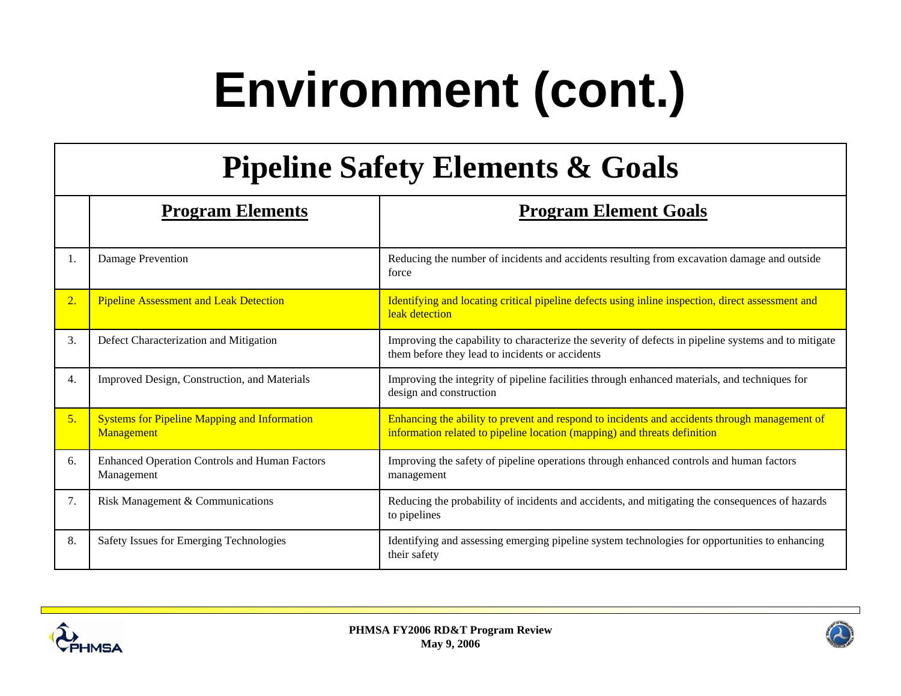# Environment (cont.)

## Pipeline Safety Elements & Goals

| | **Program Elements** | **Program Element Goals** |
|---|---|---|
| 1. | Damage Prevention | Reducing the number of incidents and accidents resulting from excavation damage and outside force |
| 2. | Pipeline Assessment and Leak Detection | Identifying and locating critical pipeline defects using inline inspection, direct assessment and leak detection |
| 3. | Defect Characterization and Mitigation | Improving the capability to characterize the severity of defects in pipeline systems and to mitigate them before they lead to incidents or accidents |
| 4. | Improved Design, Construction, and Materials | Improving the integrity of pipeline facilities through enhanced materials, and techniques for design and construction |
| 5. | Systems for Pipeline Mapping and Information Management | Enhancing the ability to prevent and respond to incidents and accidents through management of information related to pipeline location (mapping) and threats definition |
| 6. | Enhanced Operation Controls and Human Factors Management | Improving the safety of pipeline operations through enhanced controls and human factors management |
| 7. | Risk Management & Communications | Reducing the probability of incidents and accidents, and mitigating the consequences of hazards to pipelines |
| 8. | Safety Issues for Emerging Technologies | Identifying and assessing emerging pipeline system technologies for opportunities to enhancing their safety |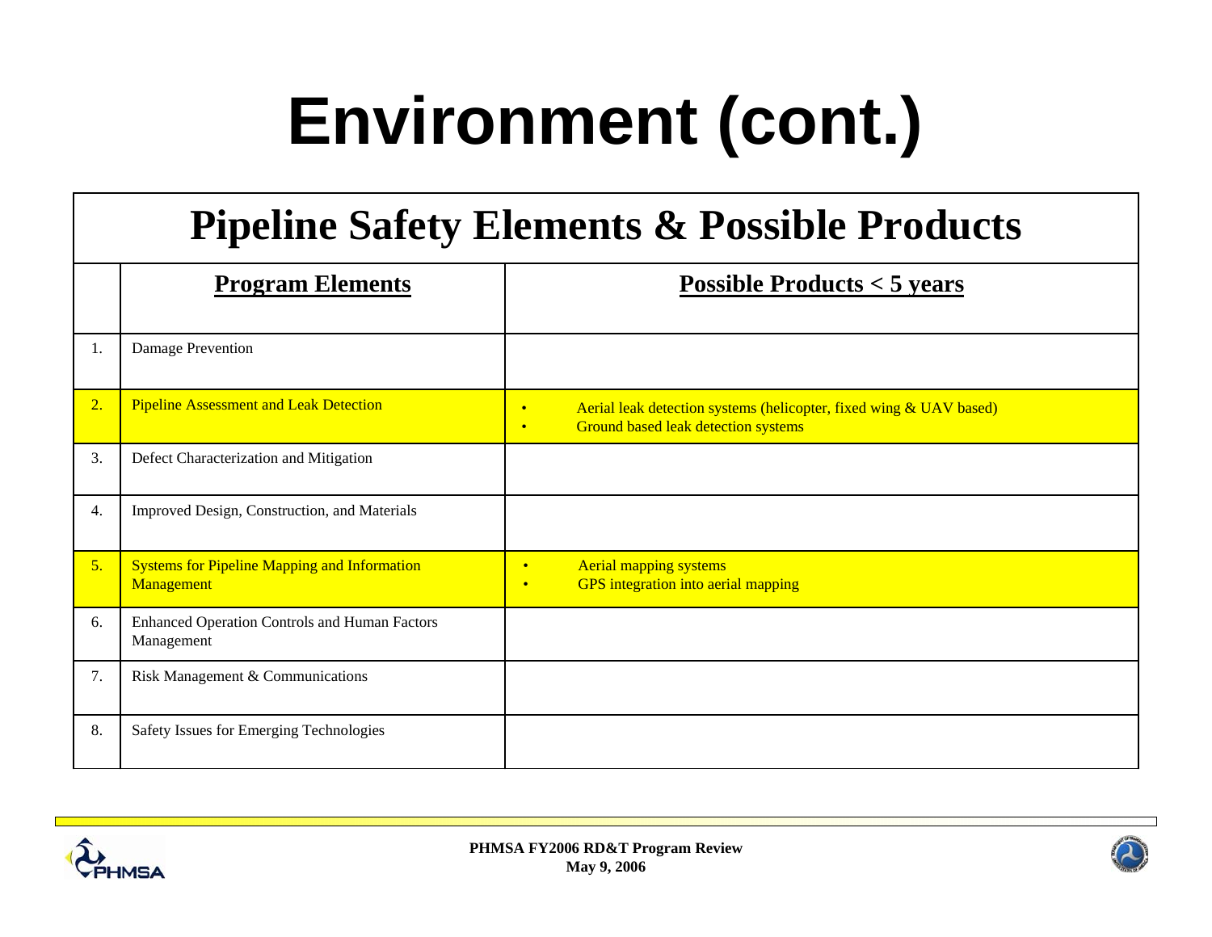# Environment (cont.)

| Pipeline Safety Elements & Possible Products | | |
|---|---|---|
| | **Program Elements** | **Possible Products < 5 years** |
| 1. | Damage Prevention | |
| 2. | Pipeline Assessment and Leak Detection | • Aerial leak detection systems (helicopter, fixed wing & UAV based)<br>• Ground based leak detection systems |
| 3. | Defect Characterization and Mitigation | |
| 4. | Improved Design, Construction, and Materials | |
| 5. | Systems for Pipeline Mapping and Information Management | • Aerial mapping systems<br>• GPS integration into aerial mapping |
| 6. | Enhanced Operation Controls and Human Factors Management | |
| 7. | Risk Management & Communications | |
| 8. | Safety Issues for Emerging Technologies | |

PHMSA FY2006 RD&T Program Review
May 9, 2006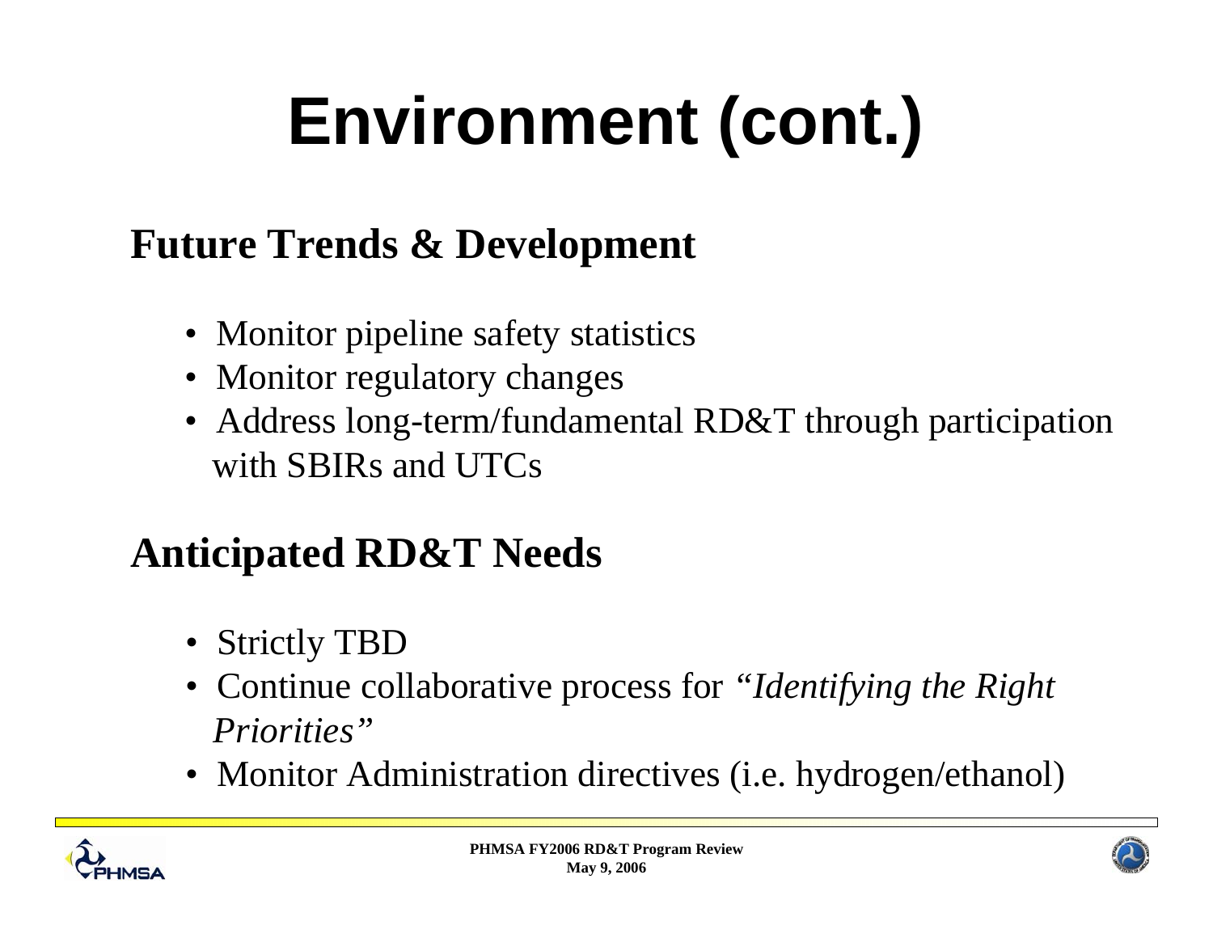# Environment (cont.)

## Future Trends & Development

- Monitor pipeline safety statistics
- Monitor regulatory changes
- Address long-term/fundamental RD&T through participation with SBIRs and UTCs

## Anticipated RD&T Needs

- Strictly TBD
- Continue collaborative process for *"Identifying the Right Priorities"*
- Monitor Administration directives (i.e. hydrogen/ethanol)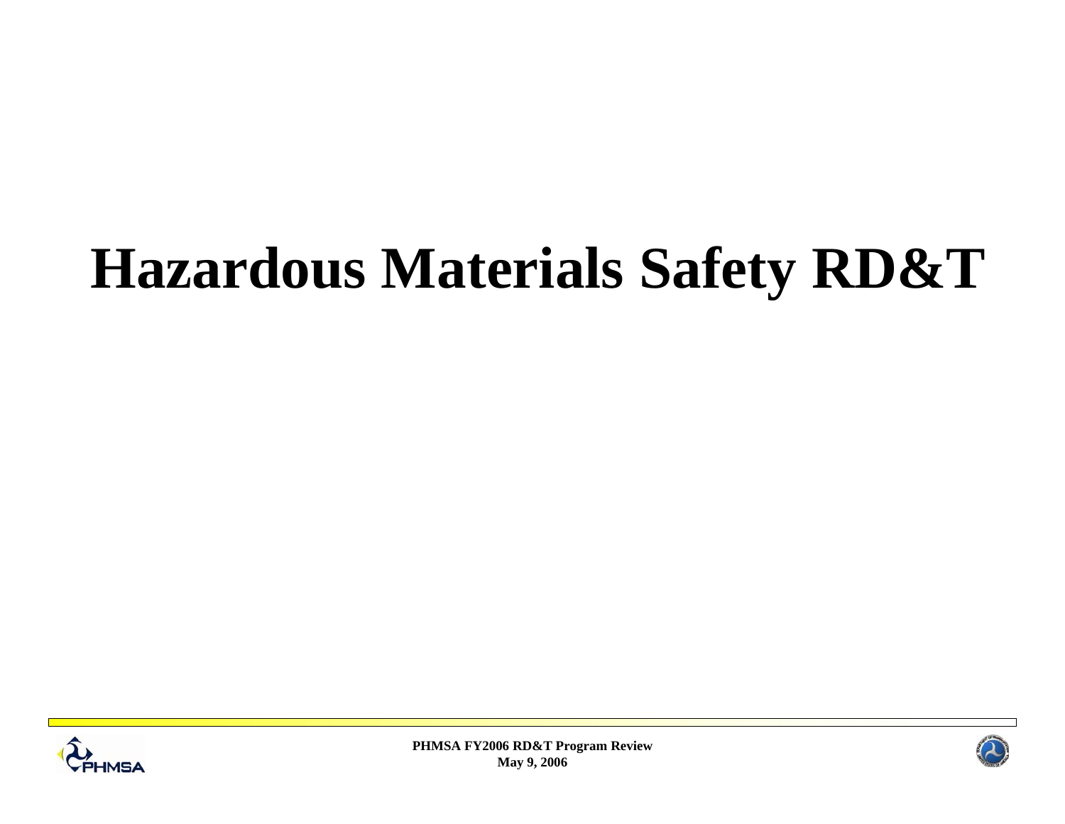# Hazardous Materials Safety RD&T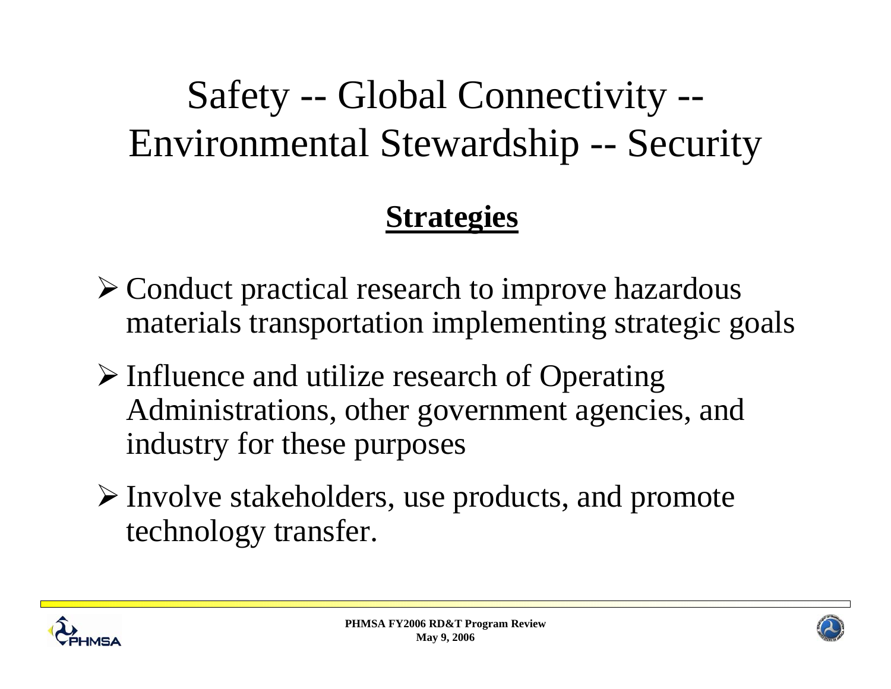# Safety -- Global Connectivity -- Environmental Stewardship -- Security

## Strategies

- Conduct practical research to improve hazardous materials transportation implementing strategic goals
- Influence and utilize research of Operating Administrations, other government agencies, and industry for these purposes
- Involve stakeholders, use products, and promote technology transfer.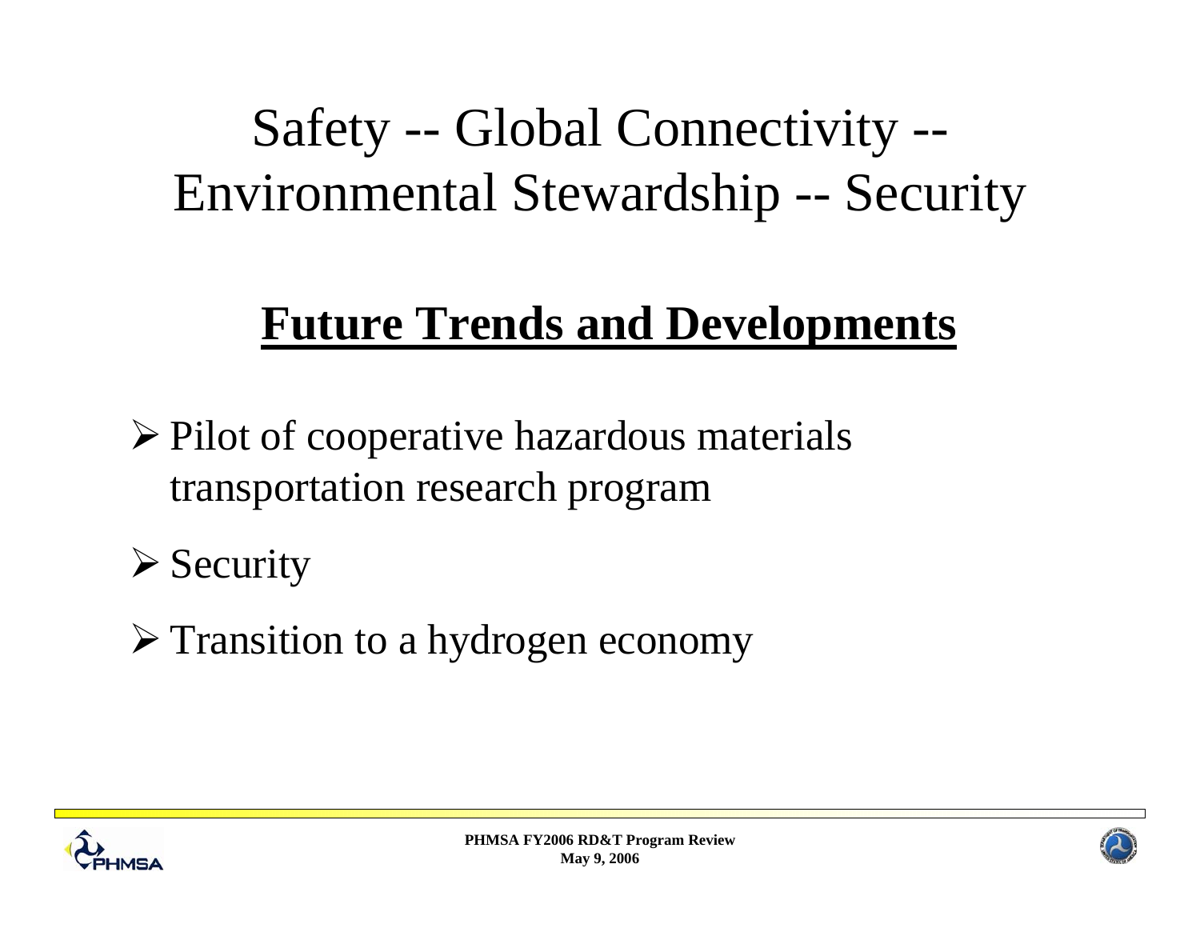# Safety -- Global Connectivity -- Environmental Stewardship -- Security

## Future Trends and Developments

- Pilot of cooperative hazardous materials transportation research program
- Security
- Transition to a hydrogen economy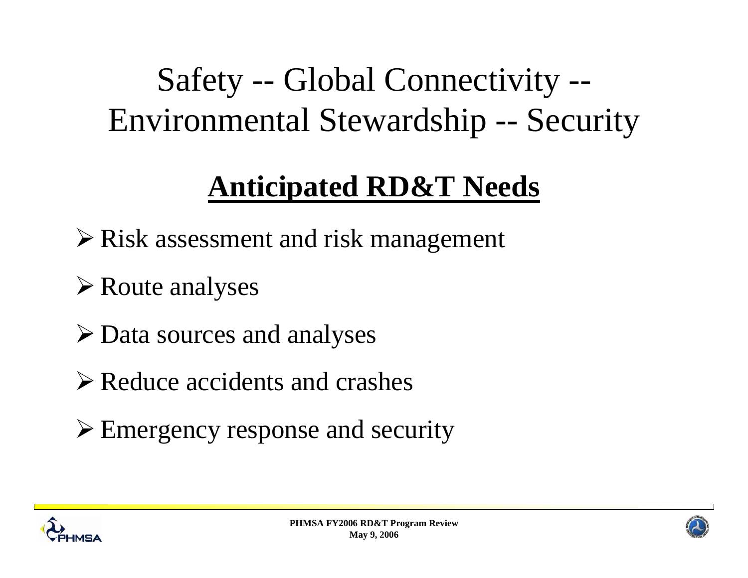# Safety -- Global Connectivity -- Environmental Stewardship -- Security

## Anticipated RD&T Needs

- Risk assessment and risk management
- Route analyses
- Data sources and analyses
- Reduce accidents and crashes
- Emergency response and security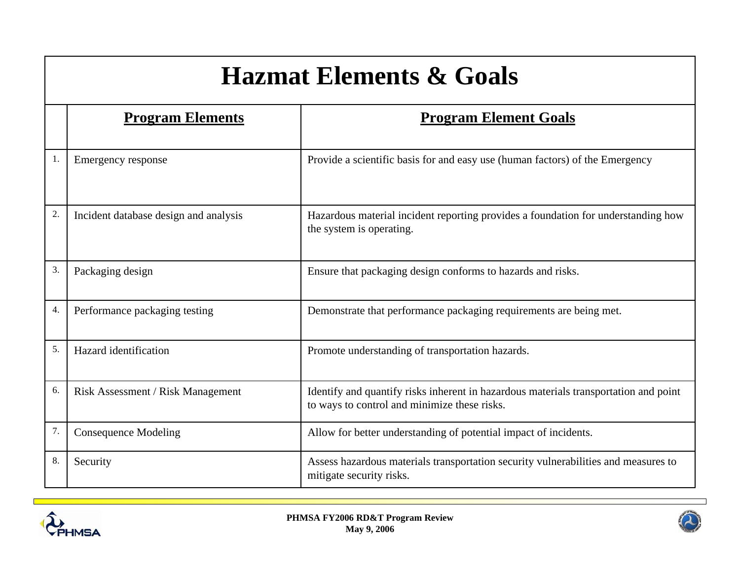# Hazmat Elements & Goals

| | Program Elements | Program Element Goals |
|---|---|---|
| 1. | Emergency response | Provide a scientific basis for and easy use (human factors) of the Emergency |
| 2. | Incident database design and analysis | Hazardous material incident reporting provides a foundation for understanding how the system is operating. |
| 3. | Packaging design | Ensure that packaging design conforms to hazards and risks. |
| 4. | Performance packaging testing | Demonstrate that performance packaging requirements are being met. |
| 5. | Hazard identification | Promote understanding of transportation hazards. |
| 6. | Risk Assessment / Risk Management | Identify and quantify risks inherent in hazardous materials transportation and point to ways to control and minimize these risks. |
| 7. | Consequence Modeling | Allow for better understanding of potential impact of incidents. |
| 8. | Security | Assess hazardous materials transportation security vulnerabilities and measures to mitigate security risks. |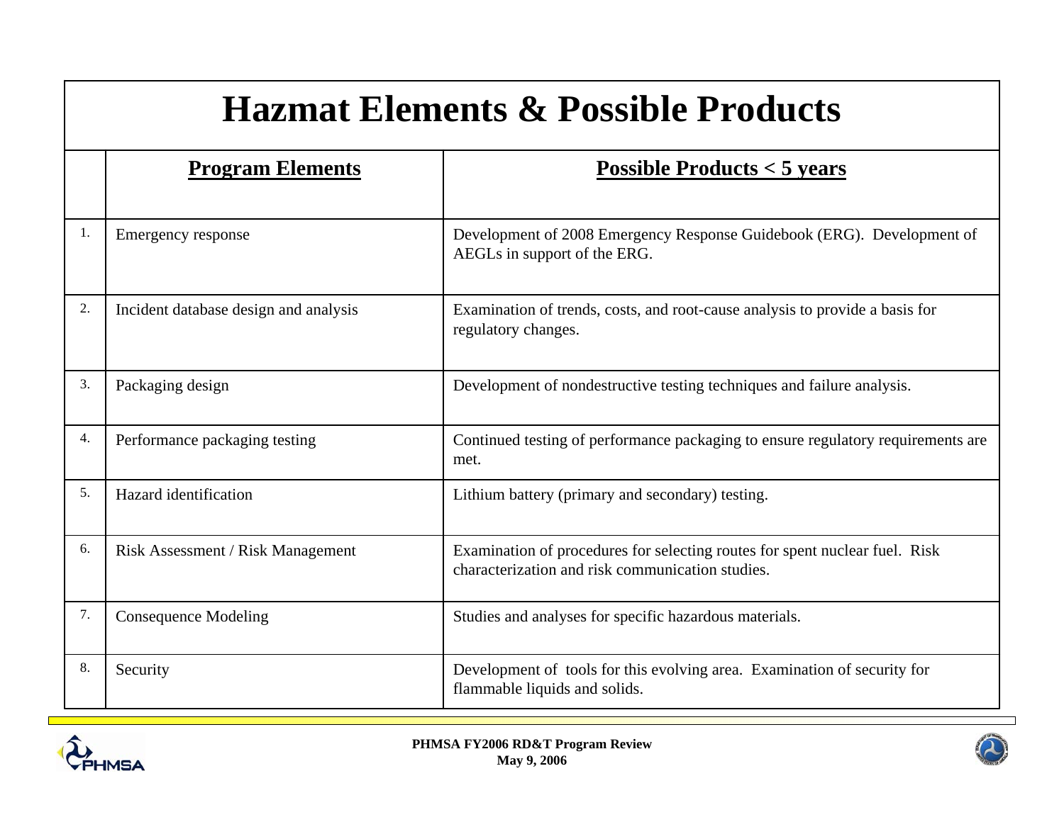# Hazmat Elements & Possible Products

| | Program Elements | Possible Products < 5 years |
|---|---|---|
| 1. | Emergency response | Development of 2008 Emergency Response Guidebook (ERG). Development of AEGLs in support of the ERG. |
| 2. | Incident database design and analysis | Examination of trends, costs, and root-cause analysis to provide a basis for regulatory changes. |
| 3. | Packaging design | Development of nondestructive testing techniques and failure analysis. |
| 4. | Performance packaging testing | Continued testing of performance packaging to ensure regulatory requirements are met. |
| 5. | Hazard identification | Lithium battery (primary and secondary) testing. |
| 6. | Risk Assessment / Risk Management | Examination of procedures for selecting routes for spent nuclear fuel. Risk characterization and risk communication studies. |
| 7. | Consequence Modeling | Studies and analyses for specific hazardous materials. |
| 8. | Security | Development of tools for this evolving area. Examination of security for flammable liquids and solids. |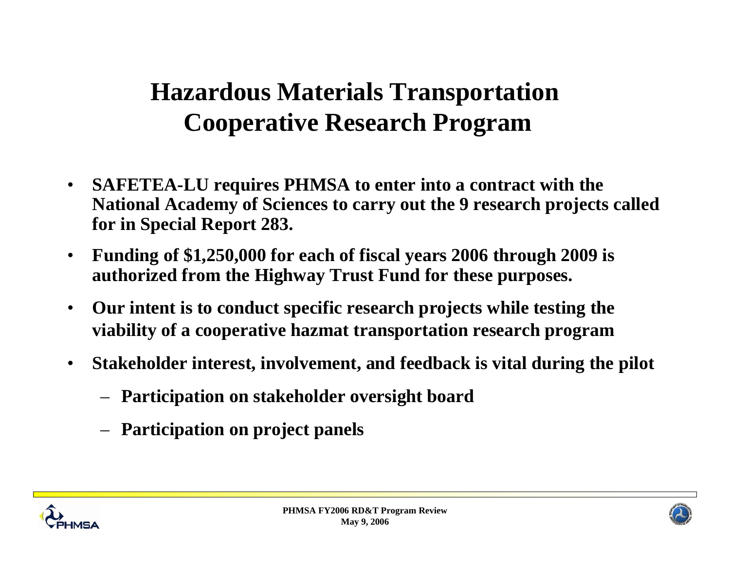# Hazardous Materials Transportation Cooperative Research Program

- **SAFETEA-LU requires PHMSA to enter into a contract with the National Academy of Sciences to carry out the 9 research projects called for in Special Report 283.**
- **Funding of $1,250,000 for each of fiscal years 2006 through 2009 is authorized from the Highway Trust Fund for these purposes.**
- **Our intent is to conduct specific research projects while testing the viability of a cooperative hazmat transportation research program**
- **Stakeholder interest, involvement, and feedback is vital during the pilot**
  - **Participation on stakeholder oversight board**
  - **Participation on project panels**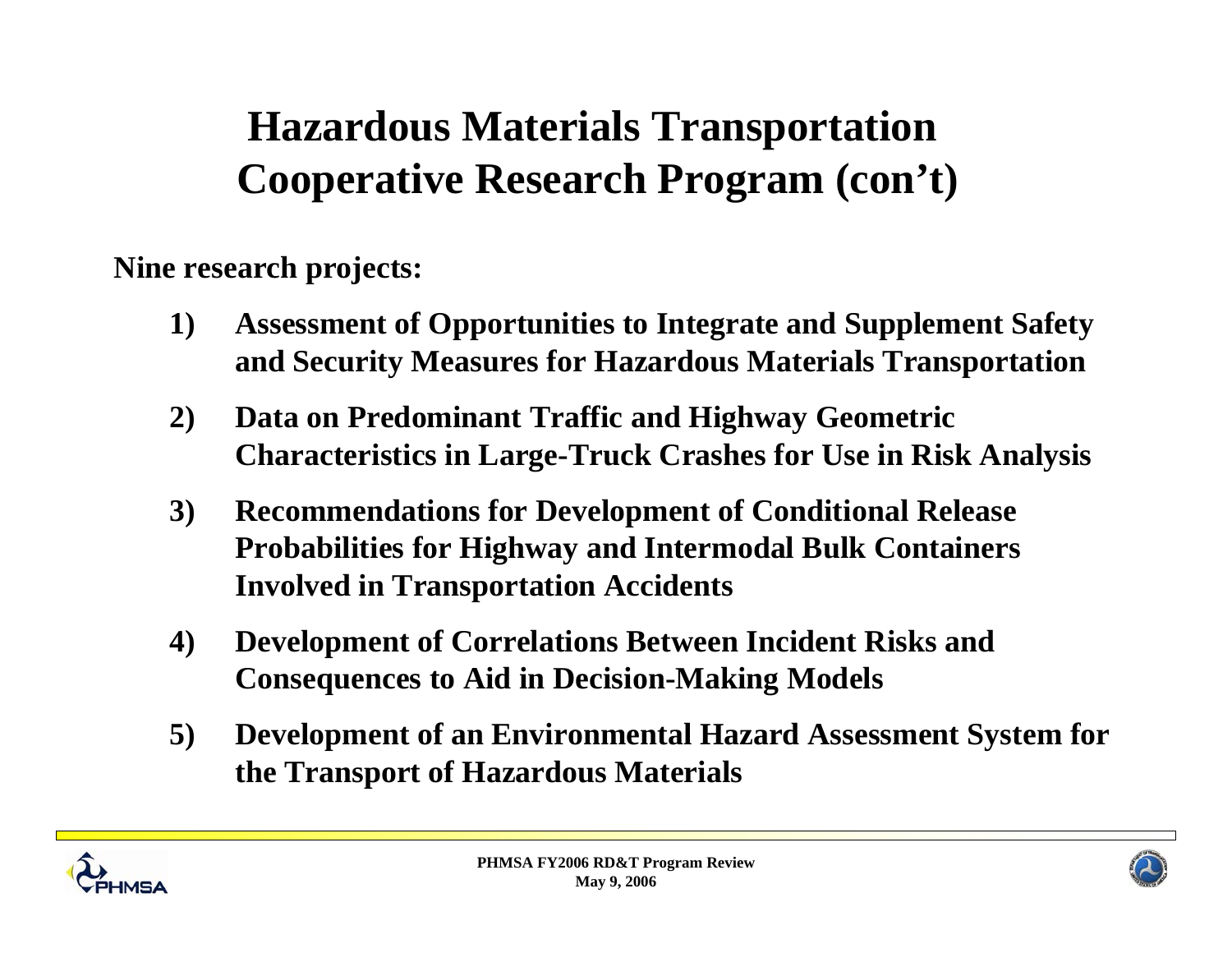# Hazardous Materials Transportation Cooperative Research Program (con't)

**Nine research projects:**

1) **Assessment of Opportunities to Integrate and Supplement Safety and Security Measures for Hazardous Materials Transportation**
2) **Data on Predominant Traffic and Highway Geometric Characteristics in Large-Truck Crashes for Use in Risk Analysis**
3) **Recommendations for Development of Conditional Release Probabilities for Highway and Intermodal Bulk Containers Involved in Transportation Accidents**
4) **Development of Correlations Between Incident Risks and Consequences to Aid in Decision-Making Models**
5) **Development of an Environmental Hazard Assessment System for the Transport of Hazardous Materials**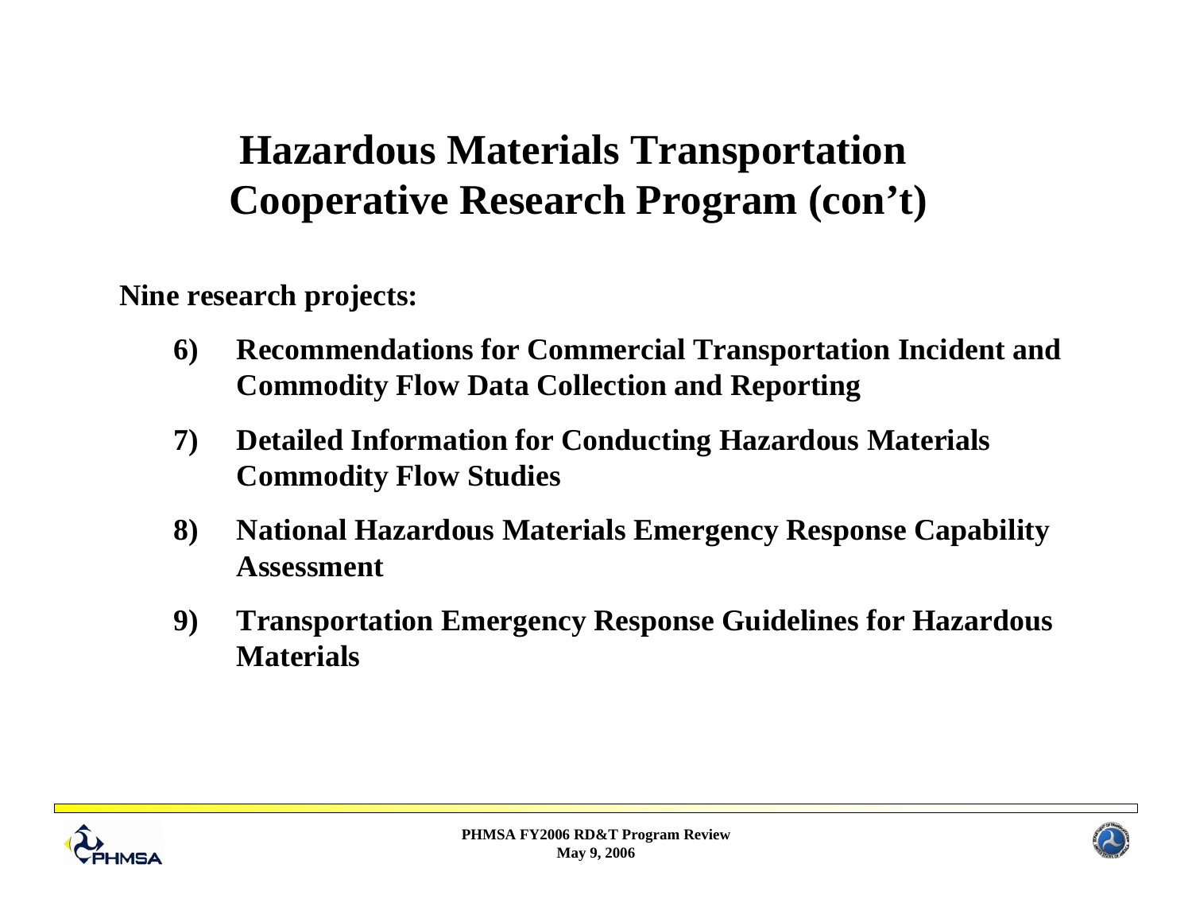# Hazardous Materials Transportation Cooperative Research Program (con't)

**Nine research projects:**

6) **Recommendations for Commercial Transportation Incident and Commodity Flow Data Collection and Reporting**

7) **Detailed Information for Conducting Hazardous Materials Commodity Flow Studies**

8) **National Hazardous Materials Emergency Response Capability Assessment**

9) **Transportation Emergency Response Guidelines for Hazardous Materials**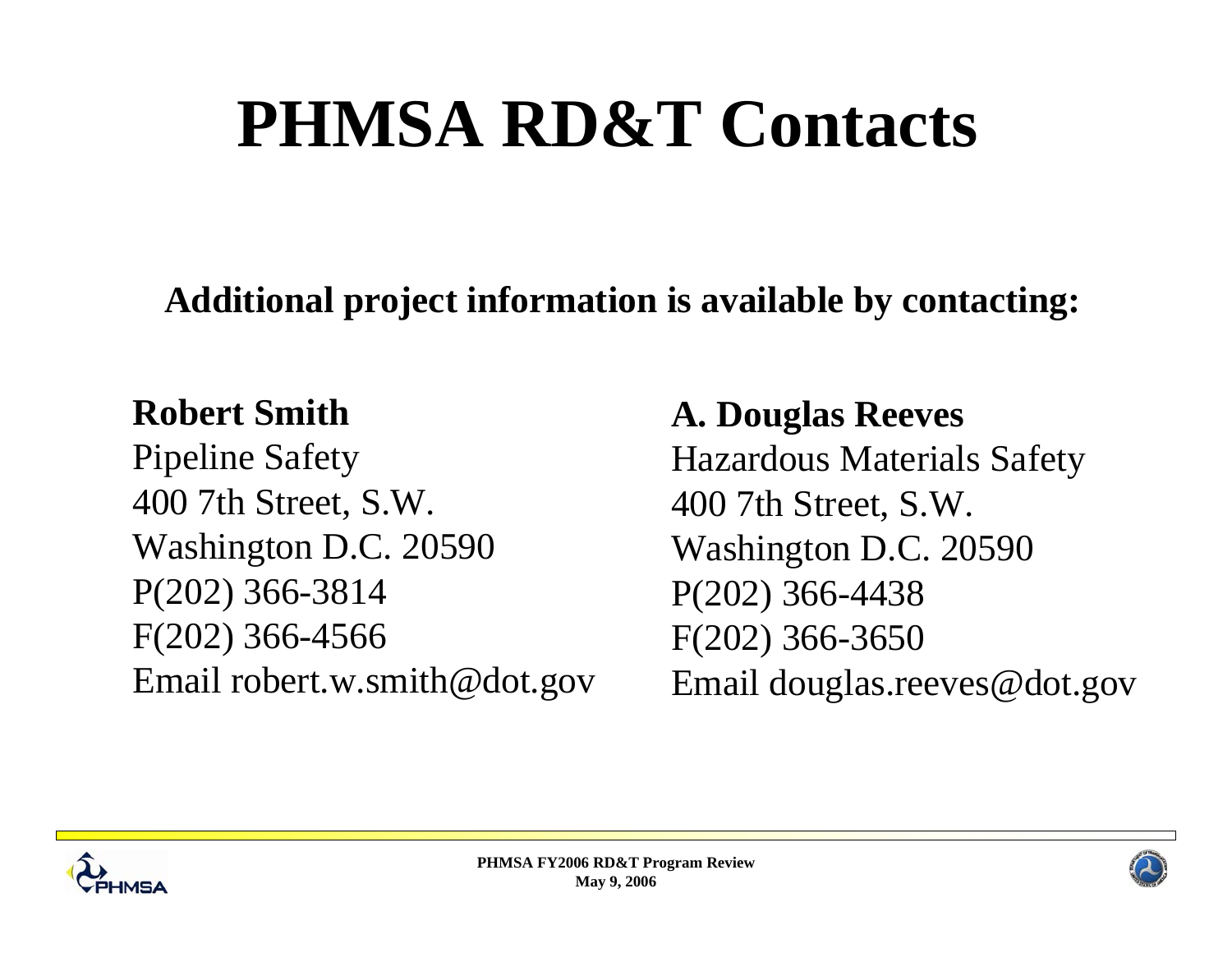# PHMSA RD&T Contacts

**Additional project information is available by contacting:**

**Robert Smith**
Pipeline Safety
400 7th Street, S.W.
Washington D.C. 20590
P(202) 366-3814
F(202) 366-4566
Email robert.w.smith@dot.gov

**A. Douglas Reeves**
Hazardous Materials Safety
400 7th Street, S.W.
Washington D.C. 20590
P(202) 366-4438
F(202) 366-3650
Email douglas.reeves@dot.gov